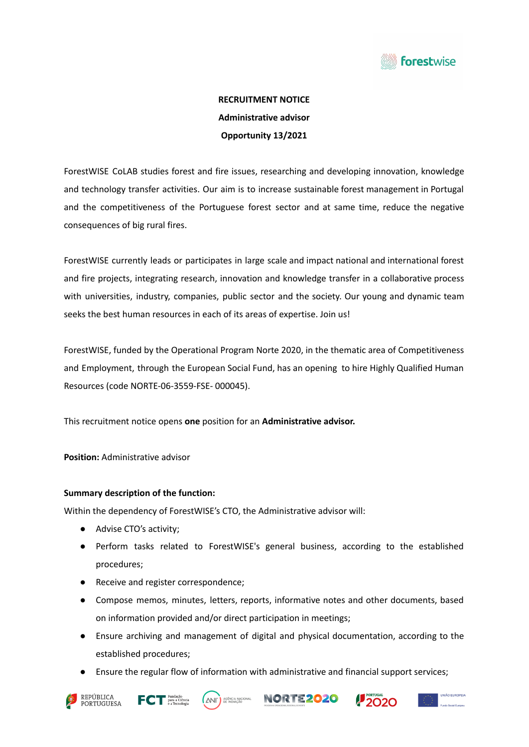**RECRUITMENT NOTICE**

**Administrative advisor**

**Opportunity 13/2021**

ForestWISE CoLAB studies forest and fire issues, researching and developing innovation, knowledge and technology transfer activities. Our aim is to increase sustainable forest management in Portugal and the competitiveness of the Portuguese forest sector and at same time, reduce the negative consequences of big rural fires.

ForestWISE currently leads or participates in large scale and impact national and international forest and fire projects, integrating research, innovation and knowledge transfer in a collaborative process with universities, industry, companies, public sector and the society. Our young and dynamic team seeks the best human resources in each of its areas of expertise. Join us!

ForestWISE, funded by the Operational Program Norte 2020, in the thematic area of Competitiveness and Employment, through the European Social Fund, has an opening to hire Highly Qualified Human Resources (code NORTE-06-3559-FSE- 000045).

This recruitment notice opens **one** position for an **Administrative advisor.**

**Position:** Administrative advisor

**Summary description of the function:**

Within the dependency of ForestWISE's CTO, the Administrative advisor will:

- Advise CTO's activity;
- Perform tasks related to ForestWISE's general business, according to the established procedures;
- Receive and register correspondence;
- Compose memos, minutes, letters, reports, informative notes and other documents, based on information provided and/or direct participation in meetings;
- Ensure archiving and management of digital and physical documentation, according to the established procedures;
- Ensure the regular flow of information with administrative and financial support services;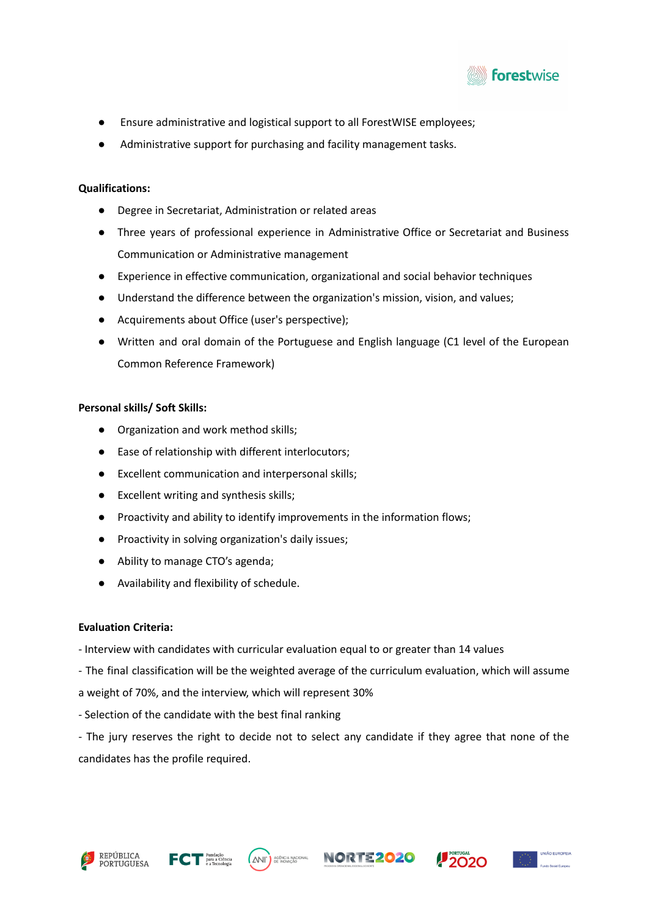- Ensure administrative and logistical support to all ForestWISE employees;
- Administrative support for purchasing and facility management tasks.

**Qualifications:**

- Degree in Secretariat, Administration or related areas
- Three years of professional experience in Administrative Office or Secretariat and Business Communication or Administrative management
- Experience in effective communication, organizational and social behavior techniques
- Understand the difference between the organization's mission, vision, and values;
- Acquirements about Office (user's perspective);
- Written and oral domain of the Portuguese and English language (C1 level of the European Common Reference Framework)

**Personal skills/ Soft Skills:**

- Organization and work method skills;
- Ease of relationship with different interlocutors;
- Excellent communication and interpersonal skills;
- Excellent writing and synthesis skills;
- Proactivity and ability to identify improvements in the information flows;
- Proactivity in solving organization's daily issues;
- Ability to manage CTO's agenda;
- Availability and flexibility of schedule.

**Evaluation Criteria:**

- Interview with candidates with curricular evaluation equal to or greater than 14 values

- The final classification will be the weighted average of the curriculum evaluation, which will assume a weight of 70%, and the interview, which will represent 30%

- Selection of the candidate with the best final ranking

- The jury reserves the right to decide not to select any candidate if they agree that none of the candidates has the profile required.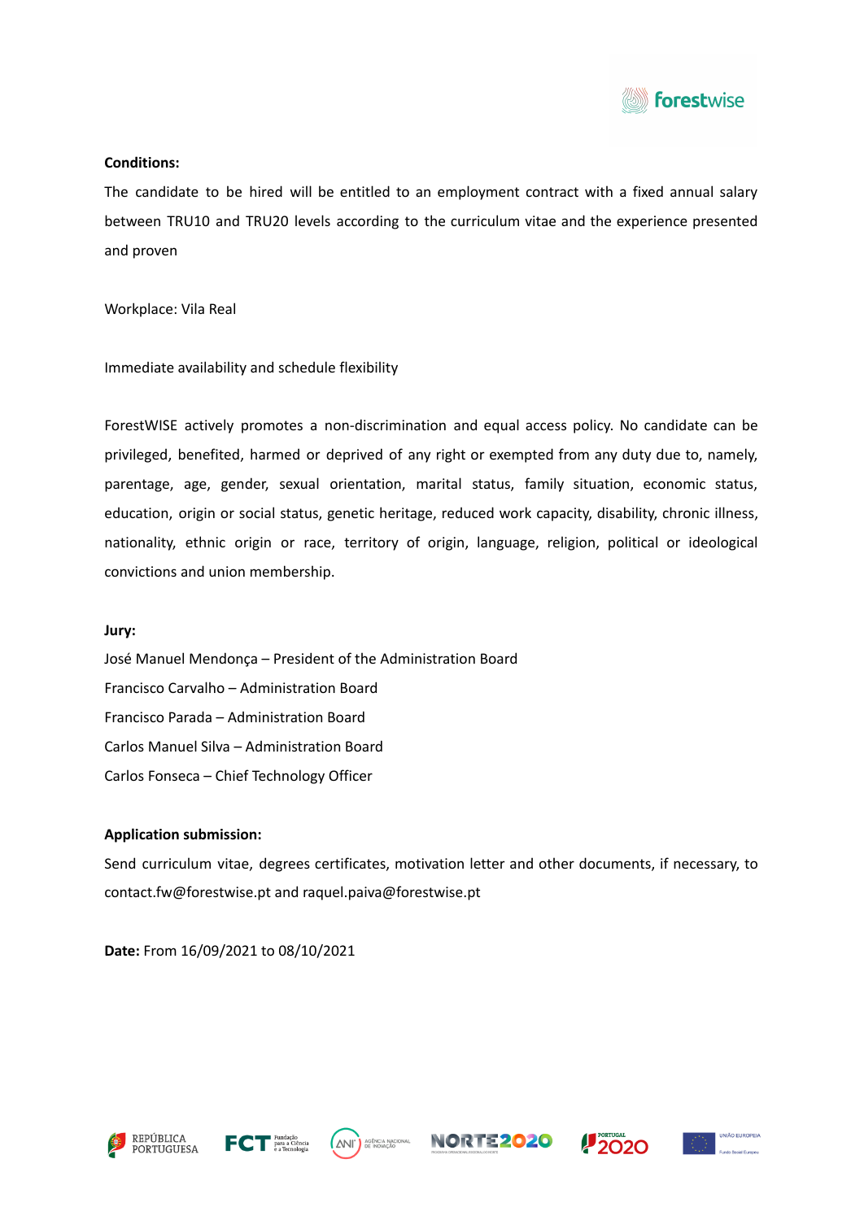**Conditions:**

The candidate to be hired will be entitled to an employment contract with a fixed annual salary between TRU10 and TRU20 levels according to the curriculum vitae and the experience presented and proven

Workplace: Vila Real

Immediate availability and schedule flexibility

ForestWISE actively promotes a non-discrimination and equal access policy. No candidate can be privileged, benefited, harmed or deprived of any right or exempted from any duty due to, namely, parentage, age, gender, sexual orientation, marital status, family situation, economic status, education, origin or social status, genetic heritage, reduced work capacity, disability, chronic illness, nationality, ethnic origin or race, territory of origin, language, religion, political or ideological convictions and union membership.

**Jury:**

José Manuel Mendonça – President of the Administration Board

Francisco Carvalho – Administration Board

Francisco Parada – Administration Board

Carlos Manuel Silva – Administration Board

Carlos Fonseca – Chief Technology Officer

**Application submission:**

Send curriculum vitae, degrees certificates, motivation letter and other documents, if necessary, to contact.fw@forestwise.pt and raquel.paiva@forestwise.pt

**Date:** From 16/09/2021 to 08/10/2021